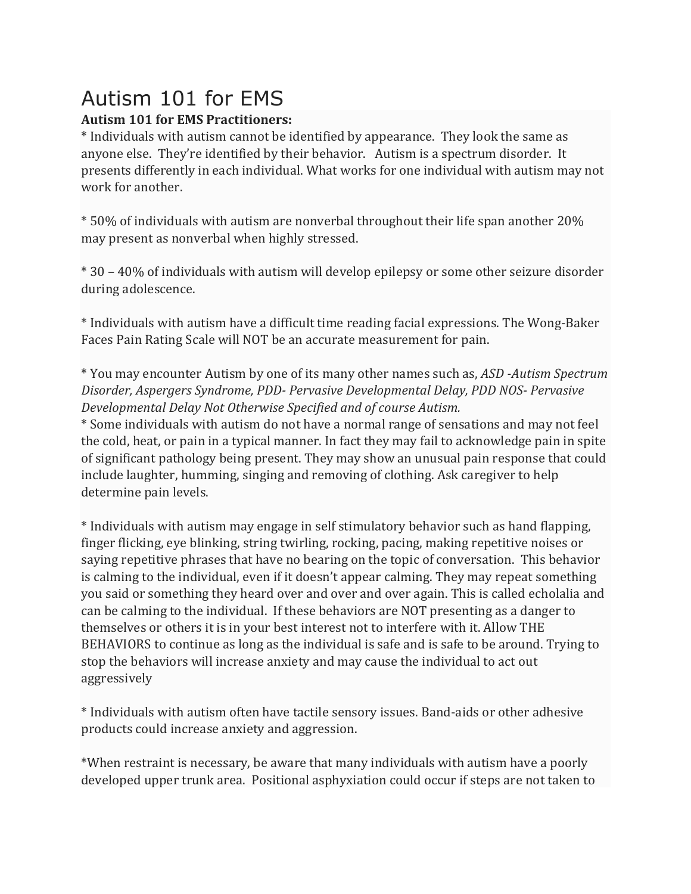# Autism 101 for EMS

**Autism 101 for EMS Practitioners:**

* Individuals with autism cannot be identified by appearance. They look the same as anyone else. They're identified by their behavior. Autism is a spectrum disorder. It presents differently in each individual. What works for one individual with autism may not work for another.

* 50% of individuals with autism are nonverbal throughout their life span another 20% may present as nonverbal when highly stressed.

* 30 – 40% of individuals with autism will develop epilepsy or some other seizure disorder during adolescence.

* Individuals with autism have a difficult time reading facial expressions. The Wong-Baker Faces Pain Rating Scale will NOT be an accurate measurement for pain.

* You may encounter Autism by one of its many other names such as, *ASD -Autism Spectrum Disorder, Aspergers Syndrome, PDD- Pervasive Developmental Delay, PDD NOS- Pervasive Developmental Delay Not Otherwise Specified and of course Autism.*

* Some individuals with autism do not have a normal range of sensations and may not feel the cold, heat, or pain in a typical manner. In fact they may fail to acknowledge pain in spite of significant pathology being present. They may show an unusual pain response that could include laughter, humming, singing and removing of clothing. Ask caregiver to help determine pain levels.

* Individuals with autism may engage in self stimulatory behavior such as hand flapping, finger flicking, eye blinking, string twirling, rocking, pacing, making repetitive noises or saying repetitive phrases that have no bearing on the topic of conversation. This behavior is calming to the individual, even if it doesn't appear calming. They may repeat something you said or something they heard over and over and over again. This is called echolalia and can be calming to the individual. If these behaviors are NOT presenting as a danger to themselves or others it is in your best interest not to interfere with it. Allow THE BEHAVIORS to continue as long as the individual is safe and is safe to be around. Trying to stop the behaviors will increase anxiety and may cause the individual to act out aggressively

* Individuals with autism often have tactile sensory issues. Band-aids or other adhesive products could increase anxiety and aggression.

*When restraint is necessary, be aware that many individuals with autism have a poorly developed upper trunk area. Positional asphyxiation could occur if steps are not taken to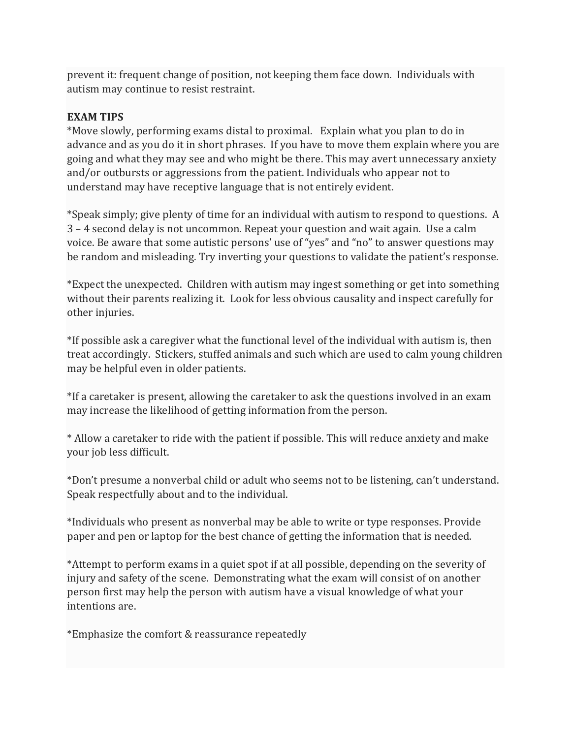prevent it: frequent change of position, not keeping them face down. Individuals with autism may continue to resist restraint.

**EXAM TIPS**

*Move slowly, performing exams distal to proximal. Explain what you plan to do in advance and as you do it in short phrases. If you have to move them explain where you are going and what they may see and who might be there. This may avert unnecessary anxiety and/or outbursts or aggressions from the patient. Individuals who appear not to understand may have receptive language that is not entirely evident.

*Speak simply; give plenty of time for an individual with autism to respond to questions. A 3 – 4 second delay is not uncommon. Repeat your question and wait again. Use a calm voice. Be aware that some autistic persons' use of "yes" and "no" to answer questions may be random and misleading. Try inverting your questions to validate the patient's response.

*Expect the unexpected. Children with autism may ingest something or get into something without their parents realizing it. Look for less obvious causality and inspect carefully for other injuries.

*If possible ask a caregiver what the functional level of the individual with autism is, then treat accordingly. Stickers, stuffed animals and such which are used to calm young children may be helpful even in older patients.

*If a caretaker is present, allowing the caretaker to ask the questions involved in an exam may increase the likelihood of getting information from the person.

* Allow a caretaker to ride with the patient if possible. This will reduce anxiety and make your job less difficult.

*Don't presume a nonverbal child or adult who seems not to be listening, can't understand. Speak respectfully about and to the individual.

*Individuals who present as nonverbal may be able to write or type responses. Provide paper and pen or laptop for the best chance of getting the information that is needed.

*Attempt to perform exams in a quiet spot if at all possible, depending on the severity of injury and safety of the scene. Demonstrating what the exam will consist of on another person first may help the person with autism have a visual knowledge of what your intentions are.

*Emphasize the comfort & reassurance repeatedly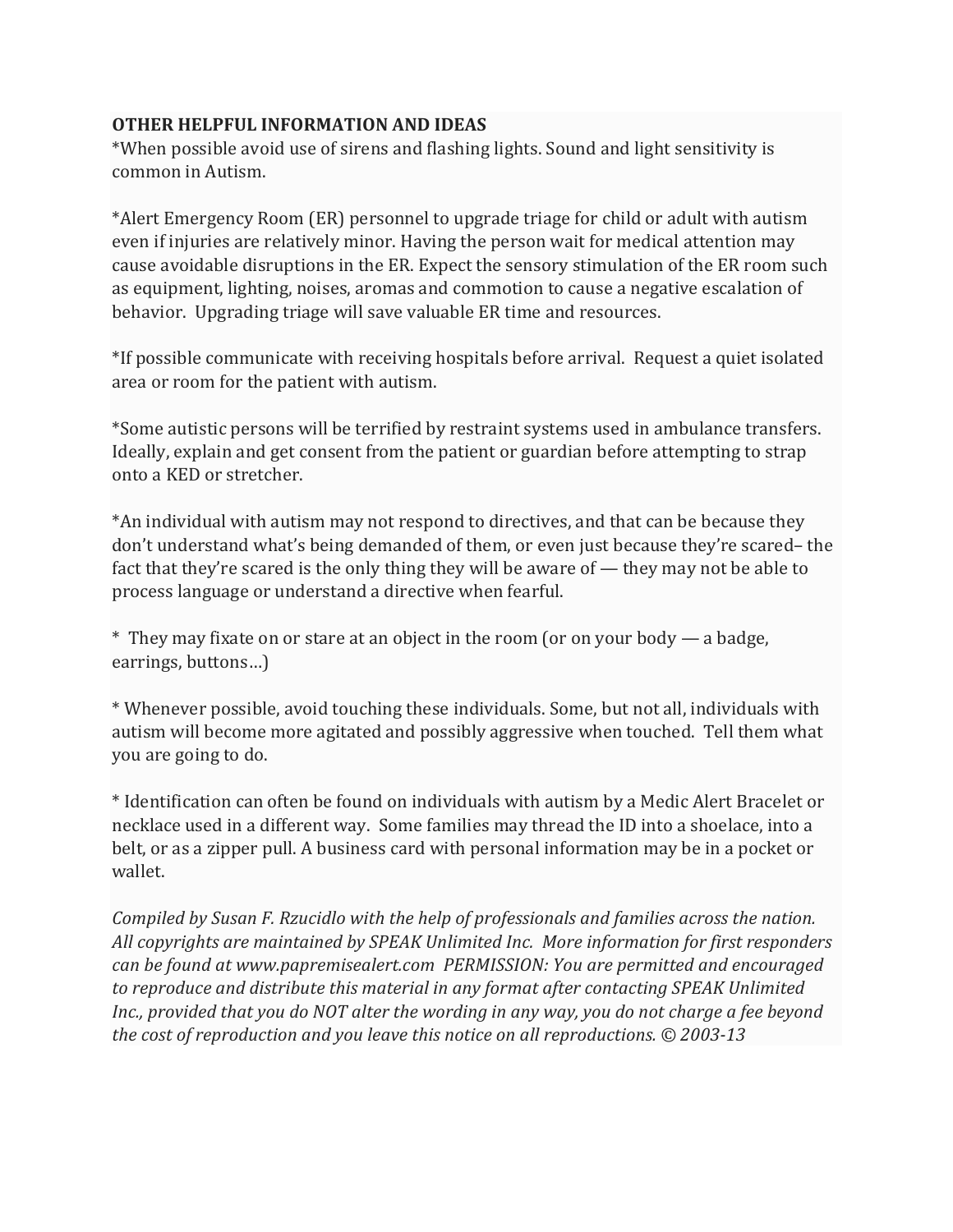**OTHER HELPFUL INFORMATION AND IDEAS**

*When possible avoid use of sirens and flashing lights. Sound and light sensitivity is common in Autism.

*Alert Emergency Room (ER) personnel to upgrade triage for child or adult with autism even if injuries are relatively minor. Having the person wait for medical attention may cause avoidable disruptions in the ER. Expect the sensory stimulation of the ER room such as equipment, lighting, noises, aromas and commotion to cause a negative escalation of behavior. Upgrading triage will save valuable ER time and resources.

*If possible communicate with receiving hospitals before arrival. Request a quiet isolated area or room for the patient with autism.

*Some autistic persons will be terrified by restraint systems used in ambulance transfers. Ideally, explain and get consent from the patient or guardian before attempting to strap onto a KED or stretcher.

*An individual with autism may not respond to directives, and that can be because they don't understand what's being demanded of them, or even just because they're scared– the fact that they're scared is the only thing they will be aware of — they may not be able to process language or understand a directive when fearful.

* They may fixate on or stare at an object in the room (or on your body — a badge, earrings, buttons…)

* Whenever possible, avoid touching these individuals. Some, but not all, individuals with autism will become more agitated and possibly aggressive when touched. Tell them what you are going to do.

* Identification can often be found on individuals with autism by a Medic Alert Bracelet or necklace used in a different way. Some families may thread the ID into a shoelace, into a belt, or as a zipper pull. A business card with personal information may be in a pocket or wallet.

*Compiled by Susan F. Rzucidlo with the help of professionals and families across the nation. All copyrights are maintained by SPEAK Unlimited Inc. More information for first responders can be found at www.papremisealert.com PERMISSION: You are permitted and encouraged to reproduce and distribute this material in any format after contacting SPEAK Unlimited Inc., provided that you do NOT alter the wording in any way, you do not charge a fee beyond the cost of reproduction and you leave this notice on all reproductions. © 2003-13*